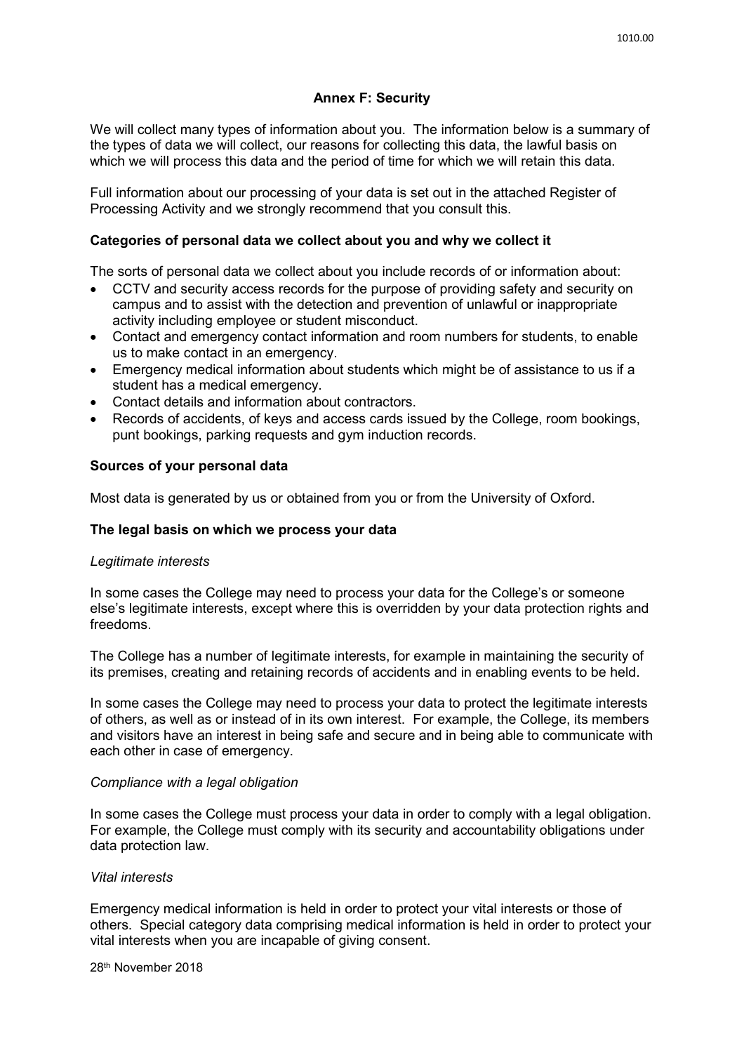# Annex F: Security

We will collect many types of information about you. The information below is a summary of the types of data we will collect, our reasons for collecting this data, the lawful basis on which we will process this data and the period of time for which we will retain this data.

Full information about our processing of your data is set out in the attached Register of Processing Activity and we strongly recommend that you consult this.

## Categories of personal data we collect about you and why we collect it

The sorts of personal data we collect about you include records of or information about:

- CCTV and security access records for the purpose of providing safety and security on campus and to assist with the detection and prevention of unlawful or inappropriate activity including employee or student misconduct.
- Contact and emergency contact information and room numbers for students, to enable us to make contact in an emergency.
- Emergency medical information about students which might be of assistance to us if a student has a medical emergency.
- Contact details and information about contractors.
- Records of accidents, of keys and access cards issued by the College, room bookings, punt bookings, parking requests and gym induction records.

## Sources of your personal data

Most data is generated by us or obtained from you or from the University of Oxford.

## The legal basis on which we process your data

*Legitimate interests*

In some cases the College may need to process your data for the College's or someone else's legitimate interests, except where this is overridden by your data protection rights and freedoms.

The College has a number of legitimate interests, for example in maintaining the security of its premises, creating and retaining records of accidents and in enabling events to be held.

In some cases the College may need to process your data to protect the legitimate interests of others, as well as or instead of in its own interest. For example, the College, its members and visitors have an interest in being safe and secure and in being able to communicate with each other in case of emergency.

*Compliance with a legal obligation*

In some cases the College must process your data in order to comply with a legal obligation. For example, the College must comply with its security and accountability obligations under data protection law.

*Vital interests*

Emergency medical information is held in order to protect your vital interests or those of others. Special category data comprising medical information is held in order to protect your vital interests when you are incapable of giving consent.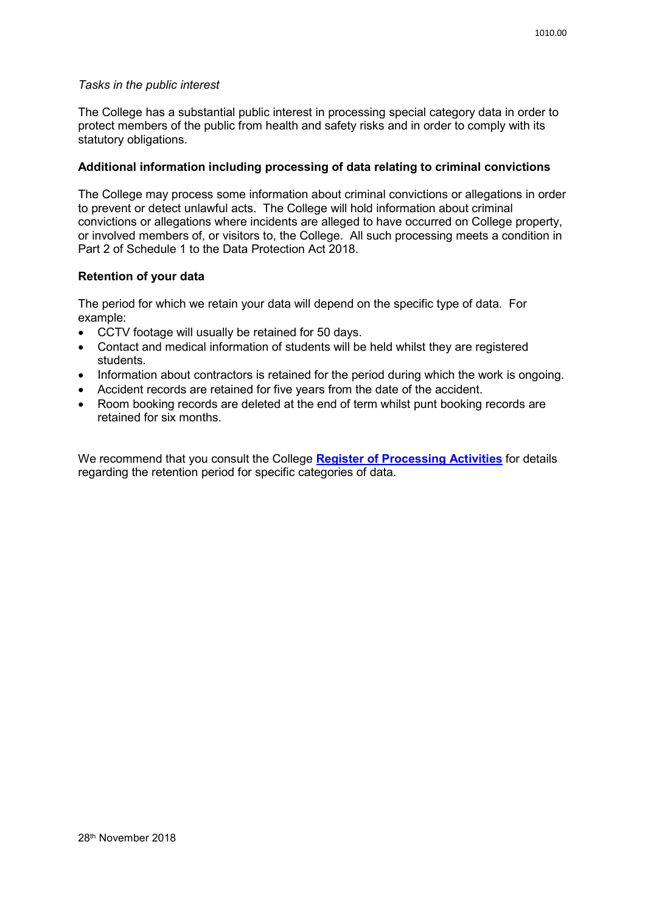*Tasks in the public interest*

The College has a substantial public interest in processing special category data in order to protect members of the public from health and safety risks and in order to comply with its statutory obligations.

**Additional information including processing of data relating to criminal convictions**

The College may process some information about criminal convictions or allegations in order to prevent or detect unlawful acts. The College will hold information about criminal convictions or allegations where incidents are alleged to have occurred on College property, or involved members of, or visitors to, the College. All such processing meets a condition in Part 2 of Schedule 1 to the Data Protection Act 2018.

**Retention of your data**

The period for which we retain your data will depend on the specific type of data. For example:

- CCTV footage will usually be retained for 50 days.
- Contact and medical information of students will be held whilst they are registered students.
- Information about contractors is retained for the period during which the work is ongoing.
- Accident records are retained for five years from the date of the accident.
- Room booking records are deleted at the end of term whilst punt booking records are retained for six months.

We recommend that you consult the College **Register of Processing Activities** for details regarding the retention period for specific categories of data.